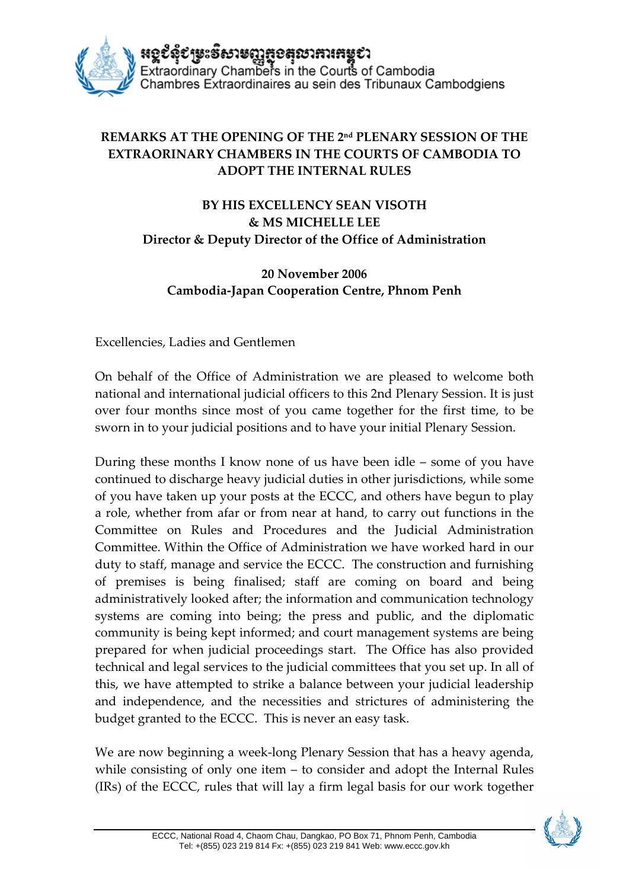អង្គជំនុំជម្រះវិសាមញ្ញក្នុងតុលាការកម្ពុជា
Extraordinary Chambers in the Courts of Cambodia
Chambres Extraordinaires au sein des Tribunaux Cambodgiens

**REMARKS AT THE OPENING OF THE 2nd PLENARY SESSION OF THE EXTRAORINARY CHAMBERS IN THE COURTS OF CAMBODIA TO ADOPT THE INTERNAL RULES**

**BY HIS EXCELLENCY SEAN VISOTH**
**& MS MICHELLE LEE**
**Director & Deputy Director of the Office of Administration**

**20 November 2006**
**Cambodia-Japan Cooperation Centre, Phnom Penh**

Excellencies, Ladies and Gentlemen

On behalf of the Office of Administration we are pleased to welcome both national and international judicial officers to this 2nd Plenary Session. It is just over four months since most of you came together for the first time, to be sworn in to your judicial positions and to have your initial Plenary Session.

During these months I know none of us have been idle – some of you have continued to discharge heavy judicial duties in other jurisdictions, while some of you have taken up your posts at the ECCC, and others have begun to play a role, whether from afar or from near at hand, to carry out functions in the Committee on Rules and Procedures and the Judicial Administration Committee. Within the Office of Administration we have worked hard in our duty to staff, manage and service the ECCC. The construction and furnishing of premises is being finalised; staff are coming on board and being administratively looked after; the information and communication technology systems are coming into being; the press and public, and the diplomatic community is being kept informed; and court management systems are being prepared for when judicial proceedings start. The Office has also provided technical and legal services to the judicial committees that you set up. In all of this, we have attempted to strike a balance between your judicial leadership and independence, and the necessities and strictures of administering the budget granted to the ECCC. This is never an easy task.

We are now beginning a week-long Plenary Session that has a heavy agenda, while consisting of only one item – to consider and adopt the Internal Rules (IRs) of the ECCC, rules that will lay a firm legal basis for our work together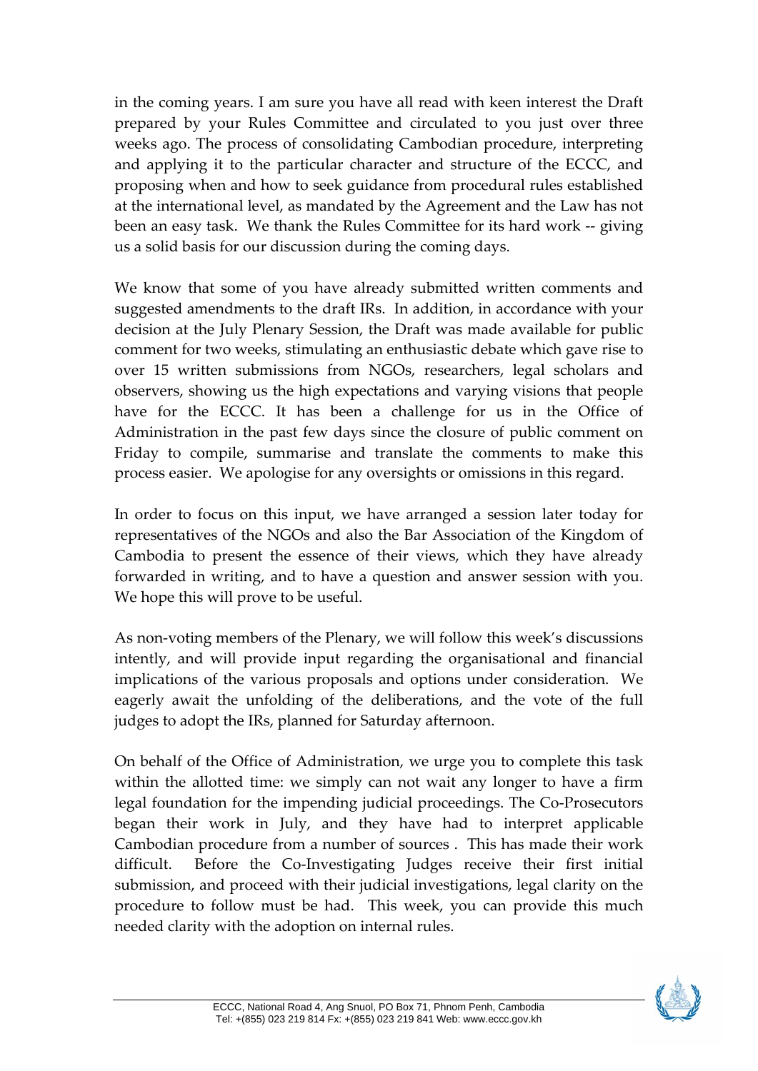in the coming years. I am sure you have all read with keen interest the Draft prepared by your Rules Committee and circulated to you just over three weeks ago. The process of consolidating Cambodian procedure, interpreting and applying it to the particular character and structure of the ECCC, and proposing when and how to seek guidance from procedural rules established at the international level, as mandated by the Agreement and the Law has not been an easy task. We thank the Rules Committee for its hard work -- giving us a solid basis for our discussion during the coming days.

We know that some of you have already submitted written comments and suggested amendments to the draft IRs. In addition, in accordance with your decision at the July Plenary Session, the Draft was made available for public comment for two weeks, stimulating an enthusiastic debate which gave rise to over 15 written submissions from NGOs, researchers, legal scholars and observers, showing us the high expectations and varying visions that people have for the ECCC. It has been a challenge for us in the Office of Administration in the past few days since the closure of public comment on Friday to compile, summarise and translate the comments to make this process easier. We apologise for any oversights or omissions in this regard.

In order to focus on this input, we have arranged a session later today for representatives of the NGOs and also the Bar Association of the Kingdom of Cambodia to present the essence of their views, which they have already forwarded in writing, and to have a question and answer session with you. We hope this will prove to be useful.

As non-voting members of the Plenary, we will follow this week's discussions intently, and will provide input regarding the organisational and financial implications of the various proposals and options under consideration. We eagerly await the unfolding of the deliberations, and the vote of the full judges to adopt the IRs, planned for Saturday afternoon.

On behalf of the Office of Administration, we urge you to complete this task within the allotted time: we simply can not wait any longer to have a firm legal foundation for the impending judicial proceedings. The Co-Prosecutors began their work in July, and they have had to interpret applicable Cambodian procedure from a number of sources . This has made their work difficult. Before the Co-Investigating Judges receive their first initial submission, and proceed with their judicial investigations, legal clarity on the procedure to follow must be had. This week, you can provide this much needed clarity with the adoption on internal rules.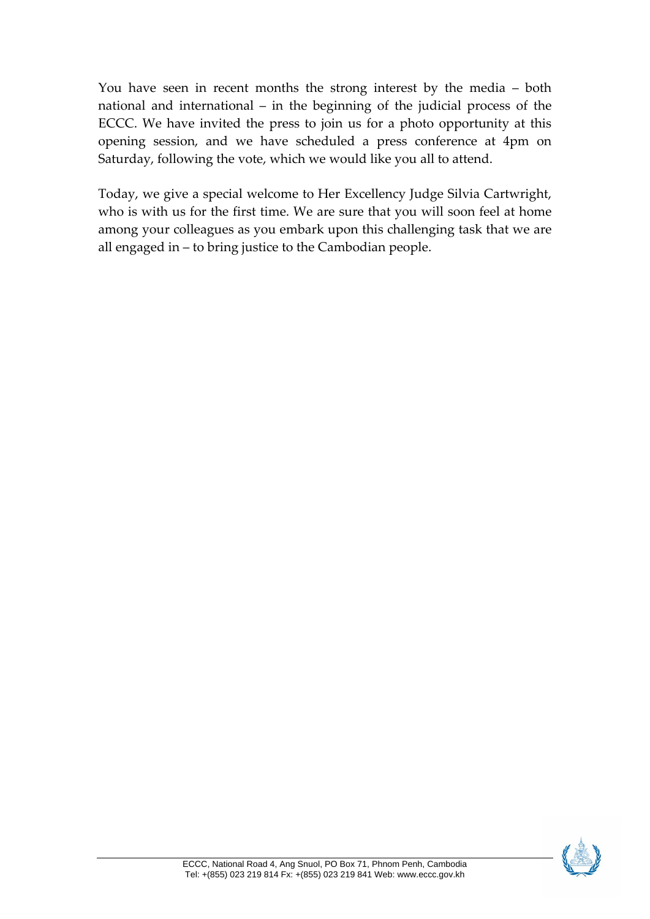You have seen in recent months the strong interest by the media – both national and international – in the beginning of the judicial process of the ECCC. We have invited the press to join us for a photo opportunity at this opening session, and we have scheduled a press conference at 4pm on Saturday, following the vote, which we would like you all to attend.

Today, we give a special welcome to Her Excellency Judge Silvia Cartwright, who is with us for the first time. We are sure that you will soon feel at home among your colleagues as you embark upon this challenging task that we are all engaged in – to bring justice to the Cambodian people.